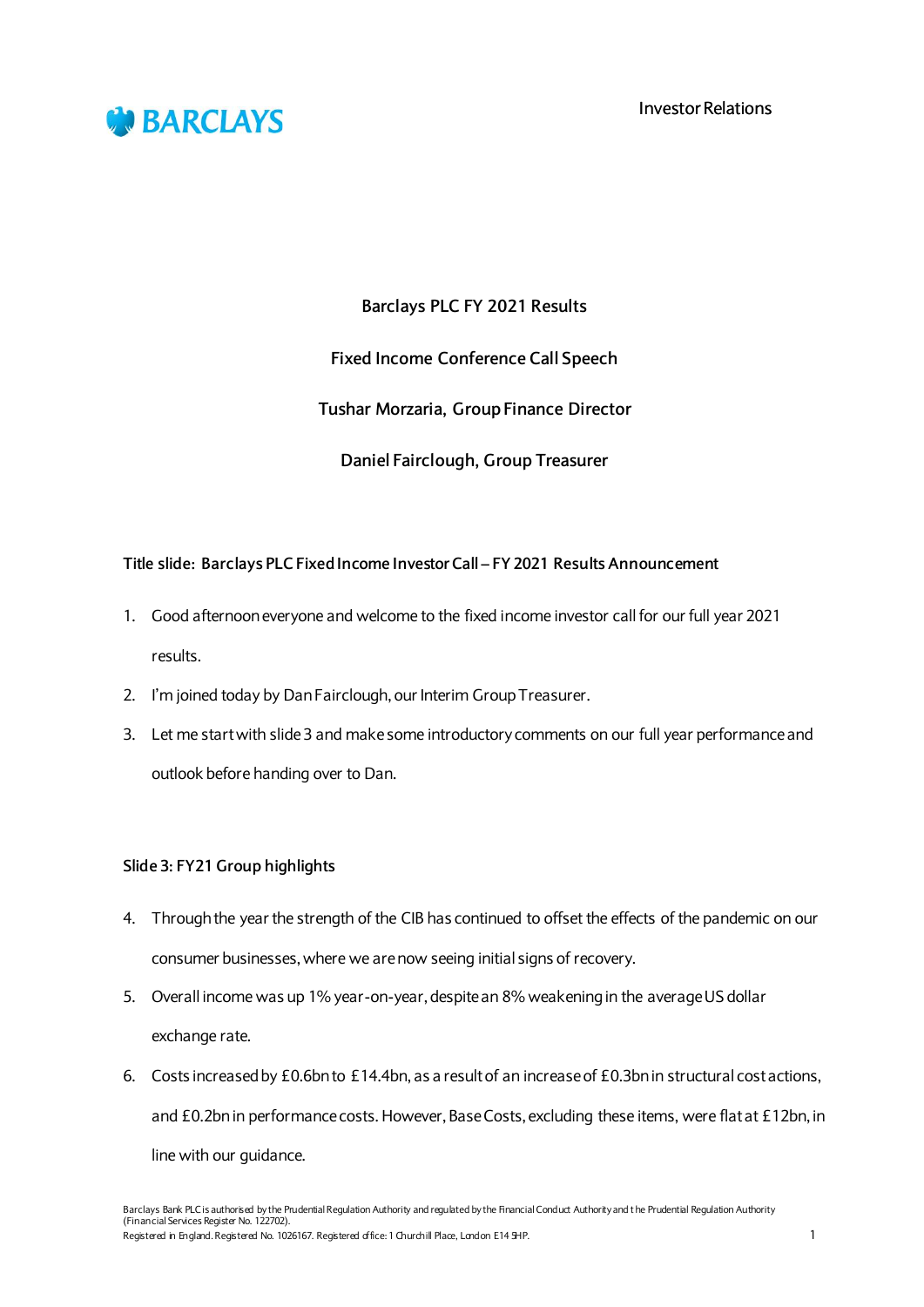BARCLAYS

Investor Relations

# Barclays PLC FY 2021 Results

## Fixed Income Conference Call Speech

### Tushar Morzaria, Group Finance Director

### Daniel Fairclough, Group Treasurer

**Title slide: Barclays PLC Fixed Income Investor Call – FY 2021 Results Announcement**

1. Good afternoon everyone and welcome to the fixed income investor call for our full year 2021 results.
2. I'm joined today by Dan Fairclough, our Interim Group Treasurer.
3. Let me start with slide 3 and make some introductory comments on our full year performance and outlook before handing over to Dan.

**Slide 3: FY21 Group highlights**

4. Through the year the strength of the CIB has continued to offset the effects of the pandemic on our consumer businesses, where we are now seeing initial signs of recovery.
5. Overall income was up 1% year-on-year, despite an 8% weakening in the average US dollar exchange rate.
6. Costs increased by £0.6bn to £14.4bn, as a result of an increase of £0.3bn in structural cost actions, and £0.2bn in performance costs. However, Base Costs, excluding these items, were flat at £12bn, in line with our guidance.

Barclays Bank PLC is authorised by the Prudential Regulation Authority and regulated by the Financial Conduct Authority and the Prudential Regulation Authority (Financial Services Register No. 122702).
Registered in England. Registered No. 1026167. Registered office: 1 Churchill Place, London E14 5HP.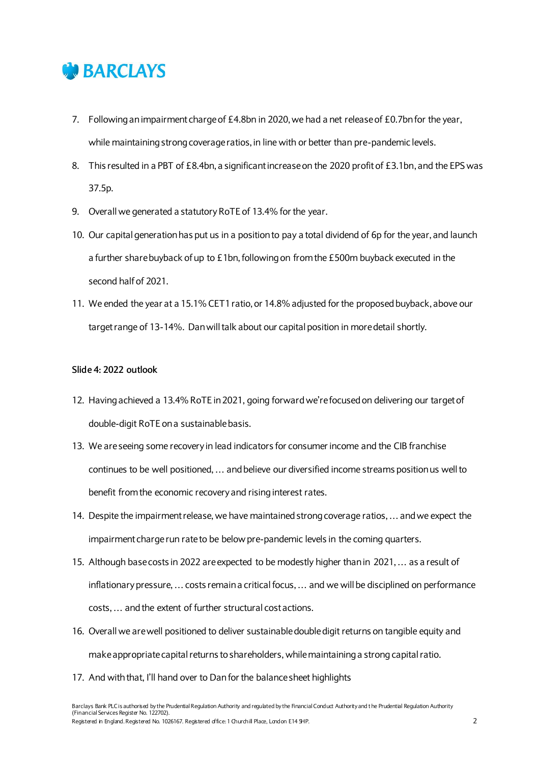7. Following an impairment charge of £4.8bn in 2020, we had a net release of £0.7bn for the year, while maintaining strong coverage ratios, in line with or better than pre-pandemic levels.
8. This resulted in a PBT of £8.4bn, a significant increase on the 2020 profit of £3.1bn, and the EPS was 37.5p.
9. Overall we generated a statutory RoTE of 13.4% for the year.
10. Our capital generation has put us in a position to pay a total dividend of 6p for the year, and launch a further share buyback of up to £1bn, following on from the £500m buyback executed in the second half of 2021.
11. We ended the year at a 15.1% CET1 ratio, or 14.8% adjusted for the proposed buyback, above our target range of 13-14%. Dan will talk about our capital position in more detail shortly.

**Slide 4: 2022 outlook**

12. Having achieved a 13.4% RoTE in 2021, going forward we're focused on delivering our target of double-digit RoTE on a sustainable basis.
13. We are seeing some recovery in lead indicators for consumer income and the CIB franchise continues to be well positioned, … and believe our diversified income streams position us well to benefit from the economic recovery and rising interest rates.
14. Despite the impairment release, we have maintained strong coverage ratios, … and we expect the impairment charge run rate to be below pre-pandemic levels in the coming quarters.
15. Although base costs in 2022 are expected to be modestly higher than in 2021, … as a result of inflationary pressure, … costs remain a critical focus, … and we will be disciplined on performance costs, … and the extent of further structural cost actions.
16. Overall we are well positioned to deliver sustainable double digit returns on tangible equity and make appropriate capital returns to shareholders, while maintaining a strong capital ratio.
17. And with that, I'll hand over to Dan for the balance sheet highlights

Barclays Bank PLC is authorised by the Prudential Regulation Authority and regulated by the Financial Conduct Authority and the Prudential Regulation Authority (Financial Services Register No. 122702).
Registered in England. Registered No. 1026167. Registered office: 1 Churchill Place, London E14 5HP.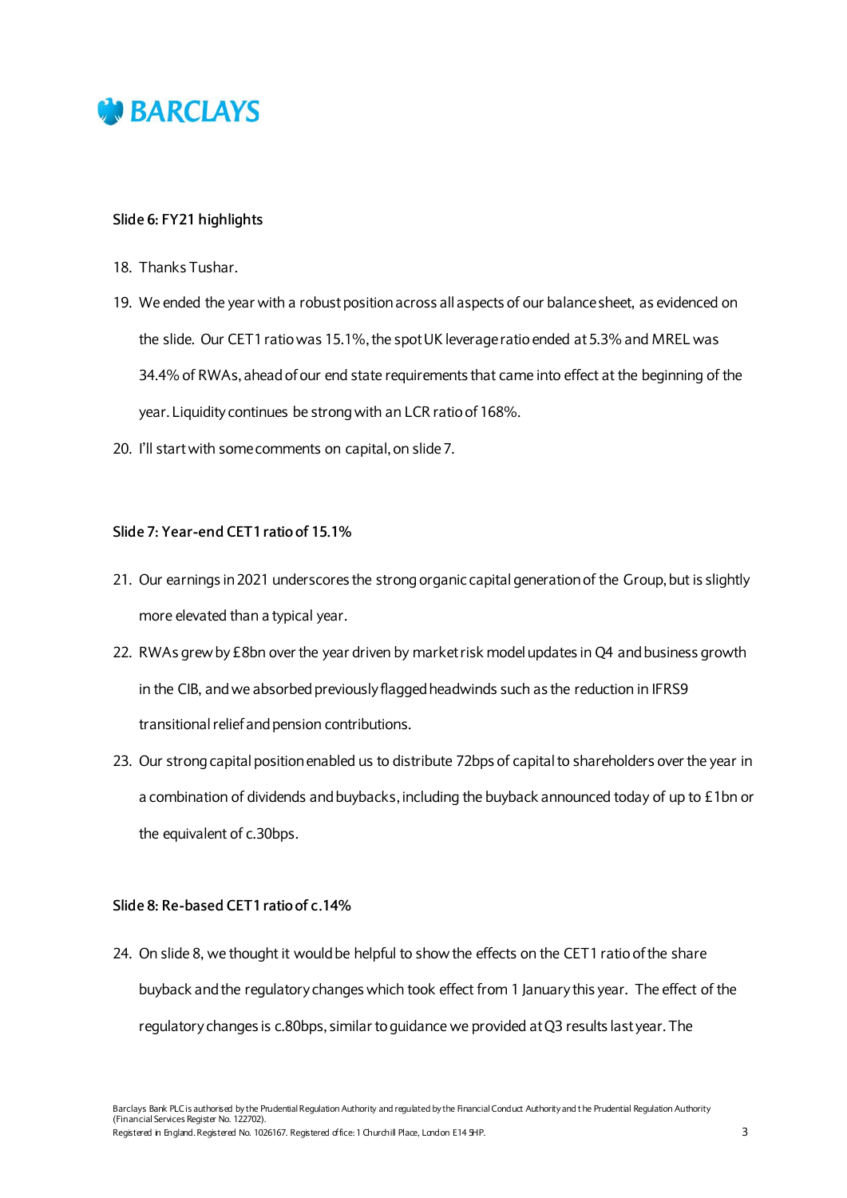### Slide 6: FY21 highlights

18. Thanks Tushar.
19. We ended the year with a robust position across all aspects of our balance sheet, as evidenced on the slide. Our CET1 ratio was 15.1%, the spot UK leverage ratio ended at 5.3% and MREL was 34.4% of RWAs, ahead of our end state requirements that came into effect at the beginning of the year. Liquidity continues be strong with an LCR ratio of 168%.
20. I'll start with some comments on capital, on slide 7.

### Slide 7: Year-end CET1 ratio of 15.1%

21. Our earnings in 2021 underscores the strong organic capital generation of the Group, but is slightly more elevated than a typical year.
22. RWAs grew by £8bn over the year driven by market risk model updates in Q4 and business growth in the CIB, and we absorbed previously flagged headwinds such as the reduction in IFRS9 transitional relief and pension contributions.
23. Our strong capital position enabled us to distribute 72bps of capital to shareholders over the year in a combination of dividends and buybacks, including the buyback announced today of up to £1bn or the equivalent of c.30bps.

### Slide 8: Re-based CET1 ratio of c.14%

24. On slide 8, we thought it would be helpful to show the effects on the CET1 ratio of the share buyback and the regulatory changes which took effect from 1 January this year. The effect of the regulatory changes is c.80bps, similar to guidance we provided at Q3 results last year. The

Barclays Bank PLC is authorised by the Prudential Regulation Authority and regulated by the Financial Conduct Authority and the Prudential Regulation Authority (Financial Services Register No. 122702).
Registered in England. Registered No. 1026167. Registered office: 1 Churchill Place, London E14 5HP.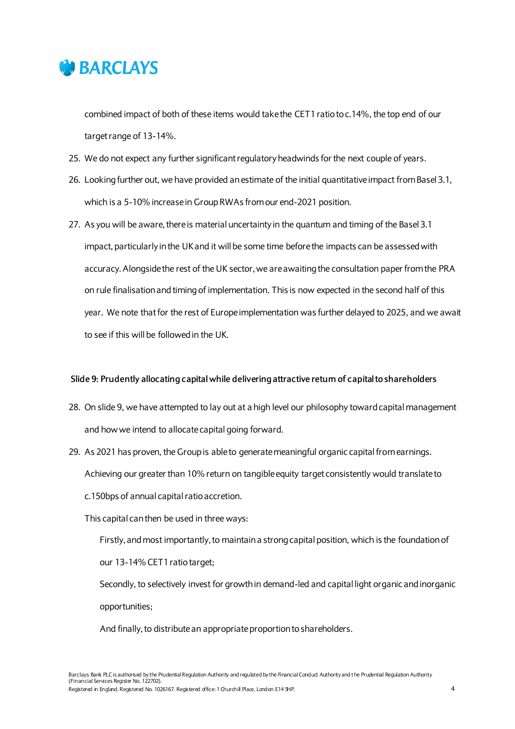combined impact of both of these items would take the CET1 ratio to c.14%, the top end of our target range of 13-14%.

25. We do not expect any further significant regulatory headwinds for the next couple of years.
26. Looking further out, we have provided an estimate of the initial quantitative impact from Basel 3.1, which is a 5-10% increase in Group RWAs from our end-2021 position.
27. As you will be aware, there is material uncertainty in the quantum and timing of the Basel 3.1 impact, particularly in the UK and it will be some time before the impacts can be assessed with accuracy. Alongside the rest of the UK sector, we are awaiting the consultation paper from the PRA on rule finalisation and timing of implementation. This is now expected in the second half of this year. We note that for the rest of Europe implementation was further delayed to 2025, and we await to see if this will be followed in the UK.

**Slide 9: Prudently allocating capital while delivering attractive return of capital to shareholders**

28. On slide 9, we have attempted to lay out at a high level our philosophy toward capital management and how we intend to allocate capital going forward.
29. As 2021 has proven, the Group is able to generate meaningful organic capital from earnings. Achieving our greater than 10% return on tangible equity target consistently would translate to c.150bps of annual capital ratio accretion.

    This capital can then be used in three ways:

    Firstly, and most importantly, to maintain a strong capital position, which is the foundation of our 13-14% CET1 ratio target;

    Secondly, to selectively invest for growth in demand-led and capital light organic and inorganic opportunities;

    And finally, to distribute an appropriate proportion to shareholders.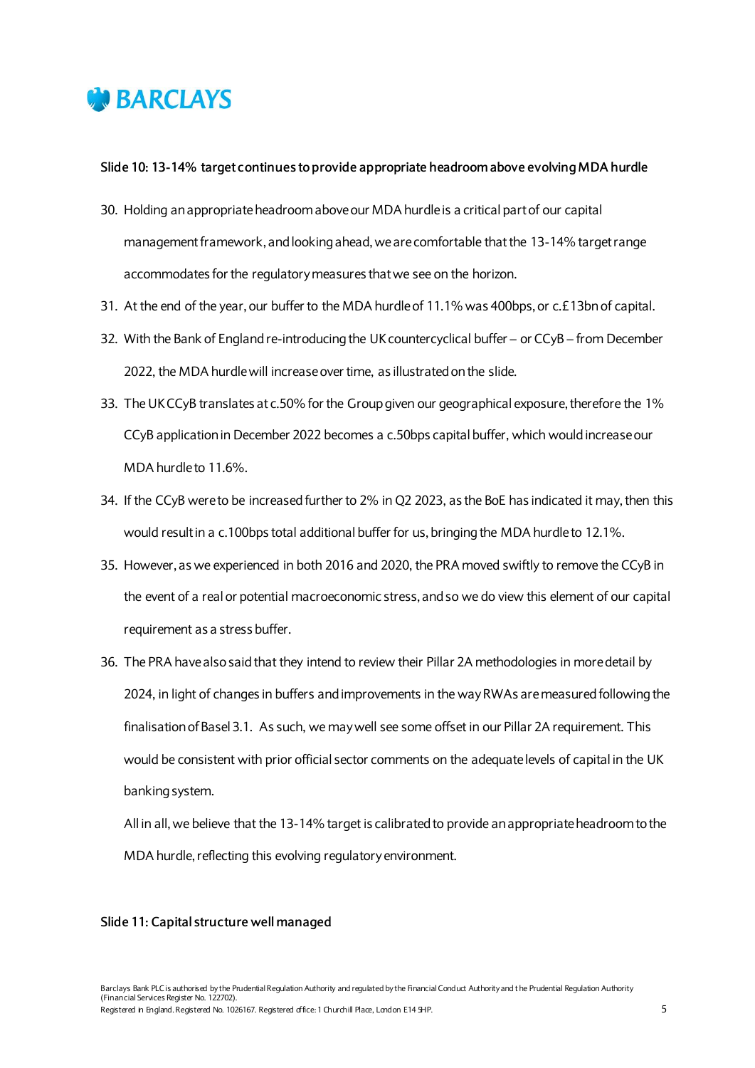**Slide 10: 13-14% target continues to provide appropriate headroom above evolving MDA hurdle**

30. Holding an appropriate headroom above our MDA hurdle is a critical part of our capital management framework, and looking ahead, we are comfortable that the 13-14% target range accommodates for the regulatory measures that we see on the horizon.
31. At the end of the year, our buffer to the MDA hurdle of 11.1% was 400bps, or c.£13bn of capital.
32. With the Bank of England re-introducing the UK countercyclical buffer – or CCyB – from December 2022, the MDA hurdle will increase over time, as illustrated on the slide.
33. The UK CCyB translates at c.50% for the Group given our geographical exposure, therefore the 1% CCyB application in December 2022 becomes a c.50bps capital buffer, which would increase our MDA hurdle to 11.6%.
34. If the CCyB were to be increased further to 2% in Q2 2023, as the BoE has indicated it may, then this would result in a c.100bps total additional buffer for us, bringing the MDA hurdle to 12.1%.
35. However, as we experienced in both 2016 and 2020, the PRA moved swiftly to remove the CCyB in the event of a real or potential macroeconomic stress, and so we do view this element of our capital requirement as a stress buffer.
36. The PRA have also said that they intend to review their Pillar 2A methodologies in more detail by 2024, in light of changes in buffers and improvements in the way RWAs are measured following the finalisation of Basel 3.1. As such, we may well see some offset in our Pillar 2A requirement. This would be consistent with prior official sector comments on the adequate levels of capital in the UK banking system.

    All in all, we believe that the 13-14% target is calibrated to provide an appropriate headroom to the MDA hurdle, reflecting this evolving regulatory environment.

**Slide 11: Capital structure well managed**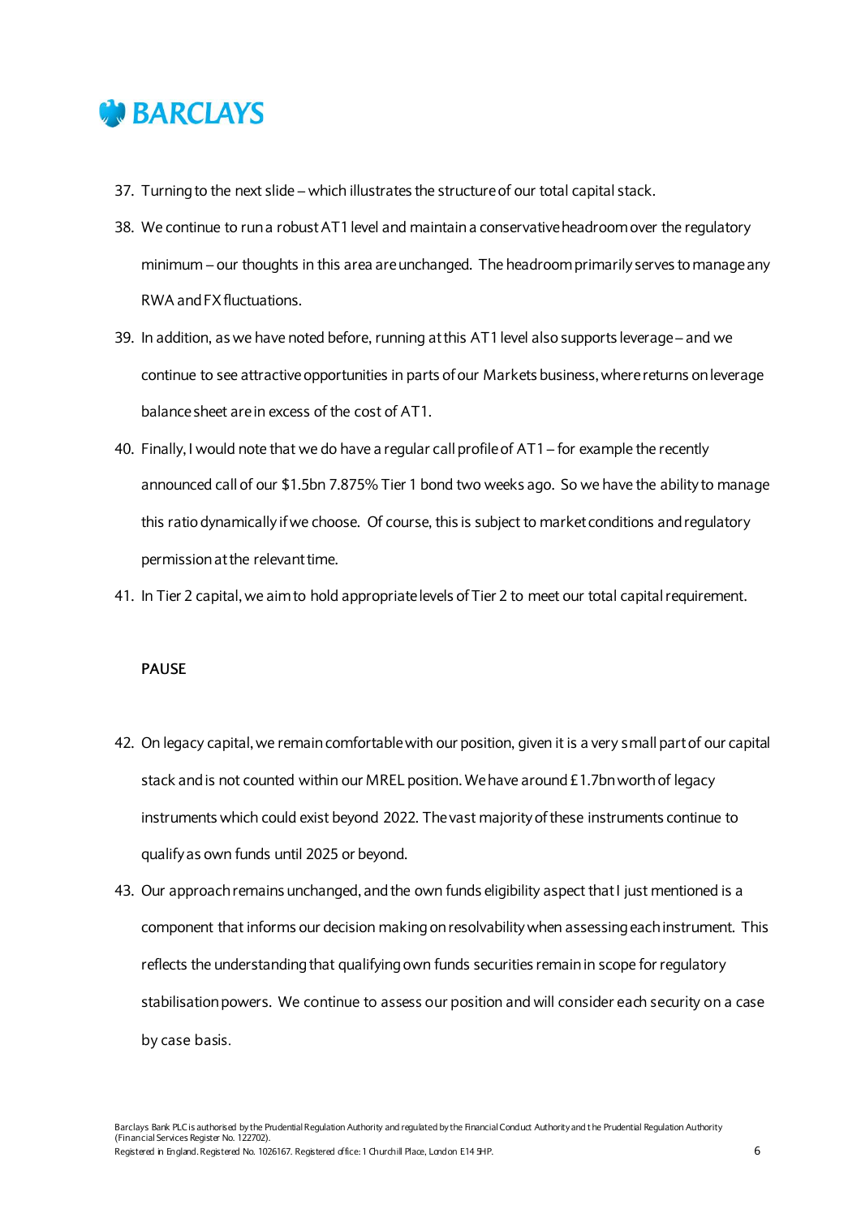37. Turning to the next slide – which illustrates the structure of our total capital stack.
38. We continue to run a robust AT1 level and maintain a conservative headroom over the regulatory minimum – our thoughts in this area are unchanged. The headroom primarily serves to manage any RWA and FX fluctuations.
39. In addition, as we have noted before, running at this AT1 level also supports leverage – and we continue to see attractive opportunities in parts of our Markets business, where returns on leverage balance sheet are in excess of the cost of AT1.
40. Finally, I would note that we do have a regular call profile of AT1 – for example the recently announced call of our $1.5bn 7.875% Tier 1 bond two weeks ago. So we have the ability to manage this ratio dynamically if we choose. Of course, this is subject to market conditions and regulatory permission at the relevant time.
41. In Tier 2 capital, we aim to hold appropriate levels of Tier 2 to meet our total capital requirement.

PAUSE

42. On legacy capital, we remain comfortable with our position, given it is a very small part of our capital stack and is not counted within our MREL position. We have around £1.7bn worth of legacy instruments which could exist beyond 2022. The vast majority of these instruments continue to qualify as own funds until 2025 or beyond.
43. Our approach remains unchanged, and the own funds eligibility aspect that I just mentioned is a component that informs our decision making on resolvability when assessing each instrument. This reflects the understanding that qualifying own funds securities remain in scope for regulatory stabilisation powers. We continue to assess our position and will consider each security on a case by case basis.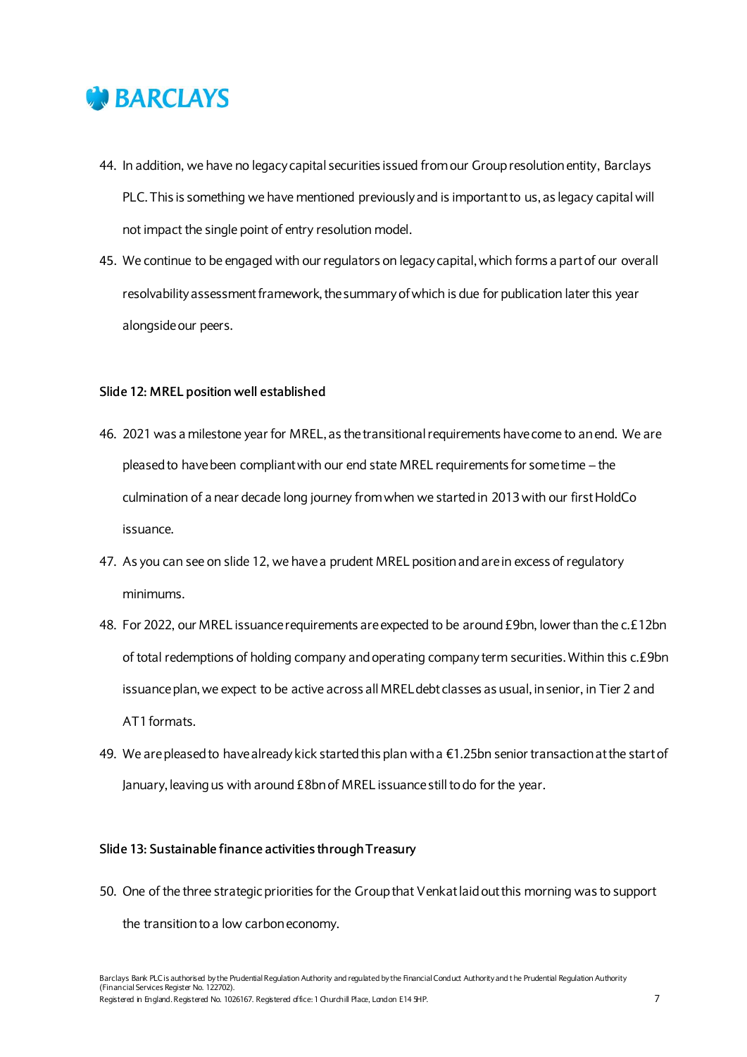44. In addition, we have no legacy capital securities issued from our Group resolution entity, Barclays PLC. This is something we have mentioned previously and is important to us, as legacy capital will not impact the single point of entry resolution model.
45. We continue to be engaged with our regulators on legacy capital, which forms a part of our overall resolvability assessment framework, the summary of which is due for publication later this year alongside our peers.

**Slide 12: MREL position well established**

46. 2021 was a milestone year for MREL, as the transitional requirements have come to an end. We are pleased to have been compliant with our end state MREL requirements for some time – the culmination of a near decade long journey from when we started in 2013 with our first HoldCo issuance.
47. As you can see on slide 12, we have a prudent MREL position and are in excess of regulatory minimums.
48. For 2022, our MREL issuance requirements are expected to be around £9bn, lower than the c.£12bn of total redemptions of holding company and operating company term securities. Within this c.£9bn issuance plan, we expect to be active across all MREL debt classes as usual, in senior, in Tier 2 and AT1 formats.
49. We are pleased to have already kick started this plan with a €1.25bn senior transaction at the start of January, leaving us with around £8bn of MREL issuance still to do for the year.

**Slide 13: Sustainable finance activities through Treasury**

50. One of the three strategic priorities for the Group that Venkat laid out this morning was to support the transition to a low carbon economy.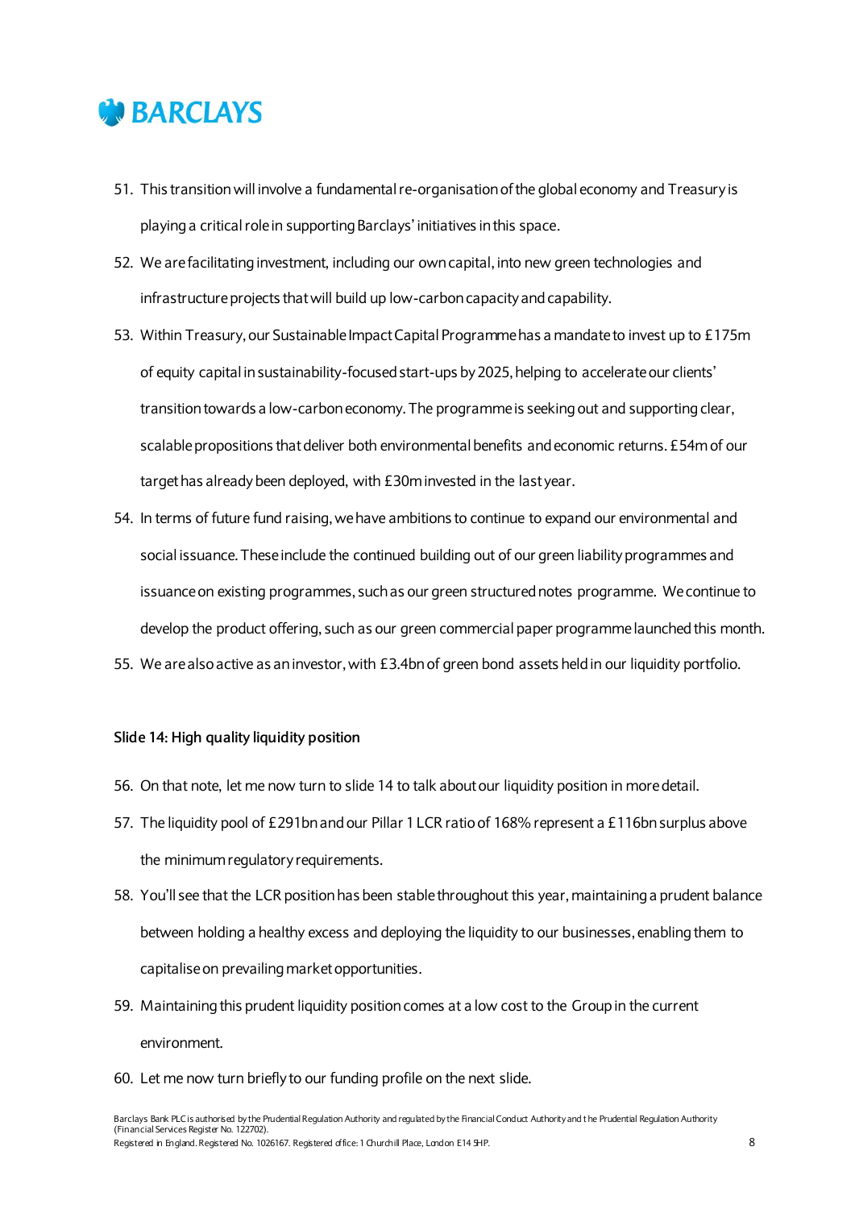51. This transition will involve a fundamental re-organisation of the global economy and Treasury is playing a critical role in supporting Barclays' initiatives in this space.
52. We are facilitating investment, including our own capital, into new green technologies and infrastructure projects that will build up low-carbon capacity and capability.
53. Within Treasury, our Sustainable Impact Capital Programme has a mandate to invest up to £175m of equity capital in sustainability-focused start-ups by 2025, helping to accelerate our clients' transition towards a low-carbon economy. The programme is seeking out and supporting clear, scalable propositions that deliver both environmental benefits and economic returns. £54m of our target has already been deployed, with £30m invested in the last year.
54. In terms of future fund raising, we have ambitions to continue to expand our environmental and social issuance. These include the continued building out of our green liability programmes and issuance on existing programmes, such as our green structured notes programme. We continue to develop the product offering, such as our green commercial paper programme launched this month.
55. We are also active as an investor, with £3.4bn of green bond assets held in our liquidity portfolio.

**Slide 14: High quality liquidity position**

56. On that note, let me now turn to slide 14 to talk about our liquidity position in more detail.
57. The liquidity pool of £291bn and our Pillar 1 LCR ratio of 168% represent a £116bn surplus above the minimum regulatory requirements.
58. You'll see that the LCR position has been stable throughout this year, maintaining a prudent balance between holding a healthy excess and deploying the liquidity to our businesses, enabling them to capitalise on prevailing market opportunities.
59. Maintaining this prudent liquidity position comes at a low cost to the Group in the current environment.
60. Let me now turn briefly to our funding profile on the next slide.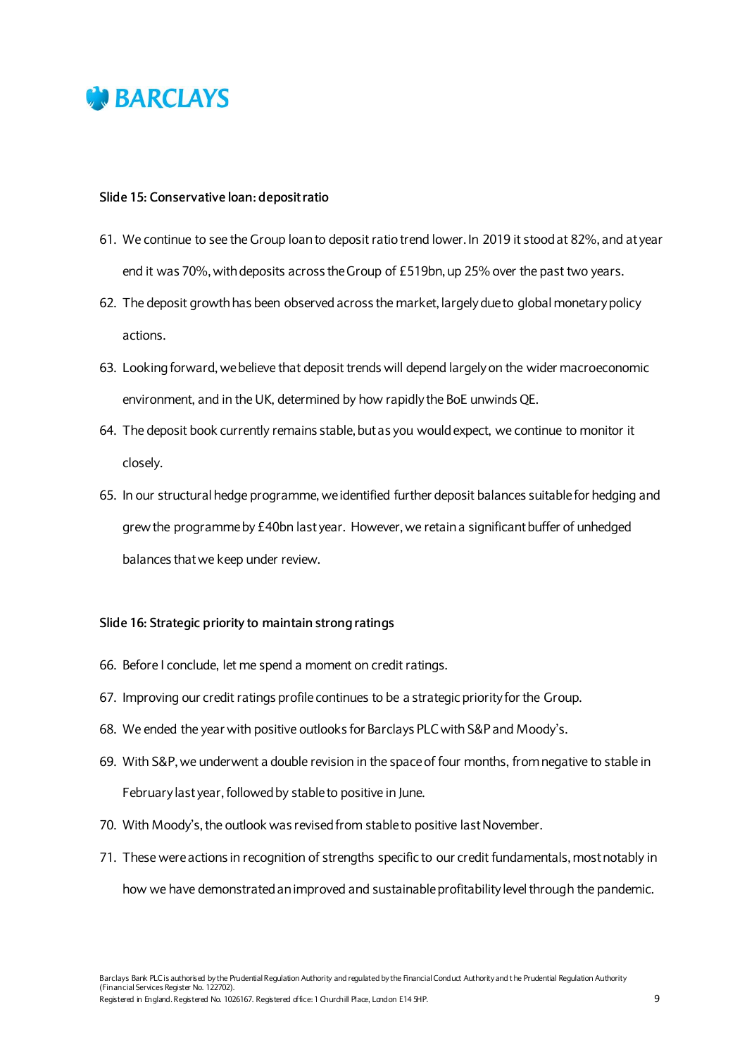**Slide 15: Conservative loan: deposit ratio**

61. We continue to see the Group loan to deposit ratio trend lower. In 2019 it stood at 82%, and at year end it was 70%, with deposits across the Group of £519bn, up 25% over the past two years.
62. The deposit growth has been observed across the market, largely due to global monetary policy actions.
63. Looking forward, we believe that deposit trends will depend largely on the wider macroeconomic environment, and in the UK, determined by how rapidly the BoE unwinds QE.
64. The deposit book currently remains stable, but as you would expect, we continue to monitor it closely.
65. In our structural hedge programme, we identified further deposit balances suitable for hedging and grew the programme by £40bn last year. However, we retain a significant buffer of unhedged balances that we keep under review.

**Slide 16: Strategic priority to maintain strong ratings**

66. Before I conclude, let me spend a moment on credit ratings.
67. Improving our credit ratings profile continues to be a strategic priority for the Group.
68. We ended the year with positive outlooks for Barclays PLC with S&P and Moody's.
69. With S&P, we underwent a double revision in the space of four months, from negative to stable in February last year, followed by stable to positive in June.
70. With Moody's, the outlook was revised from stable to positive last November.
71. These were actions in recognition of strengths specific to our credit fundamentals, most notably in how we have demonstrated an improved and sustainable profitability level through the pandemic.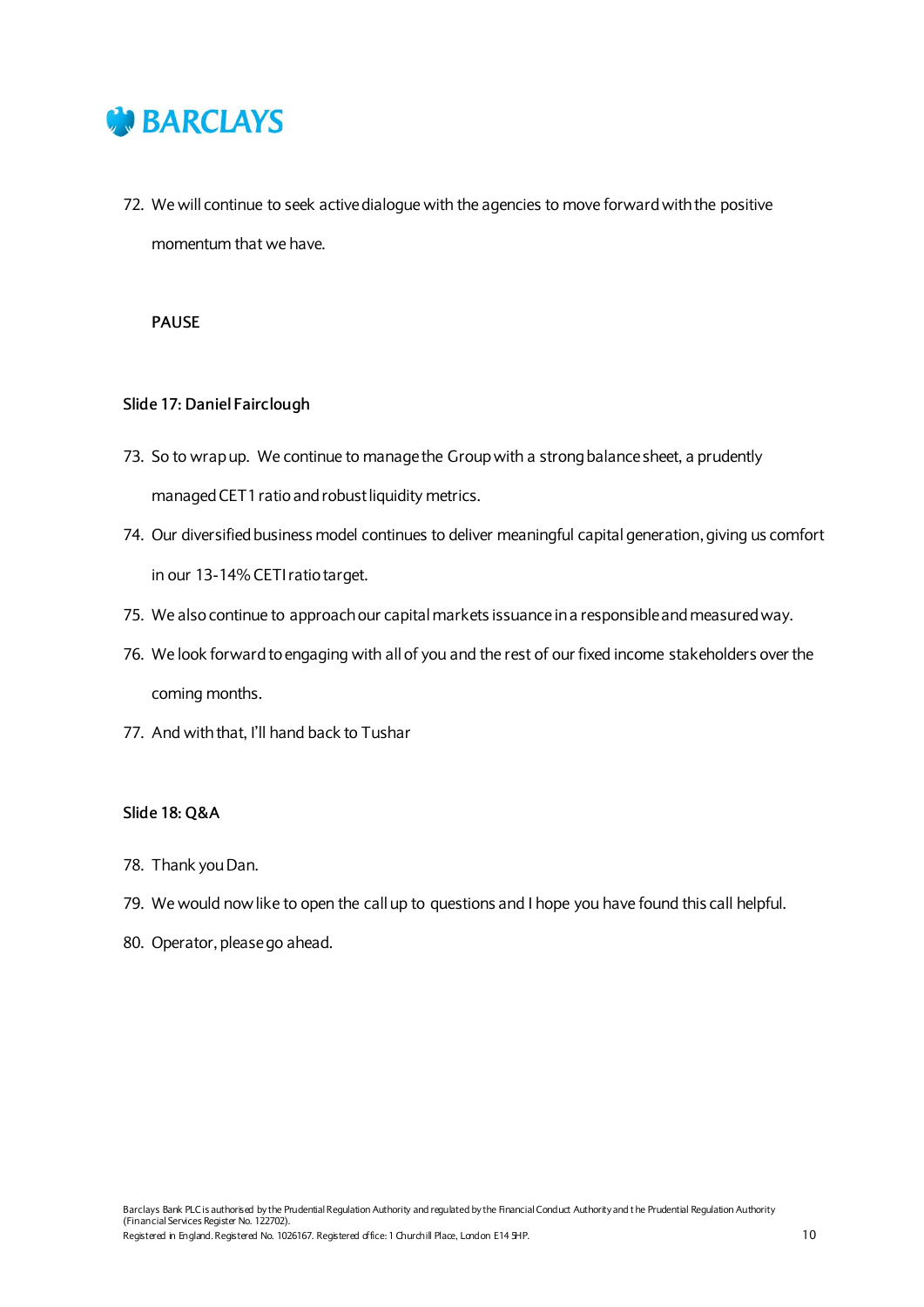72. We will continue to seek active dialogue with the agencies to move forward with the positive momentum that we have.

PAUSE

**Slide 17: Daniel Fairclough**

73. So to wrap up. We continue to manage the Group with a strong balance sheet, a prudently managed CET1 ratio and robust liquidity metrics.
74. Our diversified business model continues to deliver meaningful capital generation, giving us comfort in our 13-14% CETI ratio target.
75. We also continue to approach our capital markets issuance in a responsible and measured way.
76. We look forward to engaging with all of you and the rest of our fixed income stakeholders over the coming months.
77. And with that, I'll hand back to Tushar

**Slide 18: Q&A**

78. Thank you Dan.
79. We would now like to open the call up to questions and I hope you have found this call helpful.
80. Operator, please go ahead.

Barclays Bank PLC is authorised by the Prudential Regulation Authority and regulated by the Financial Conduct Authority and the Prudential Regulation Authority (Financial Services Register No. 122702).
Registered in England. Registered No. 1026167. Registered office: 1 Churchill Place, London E14 5HP.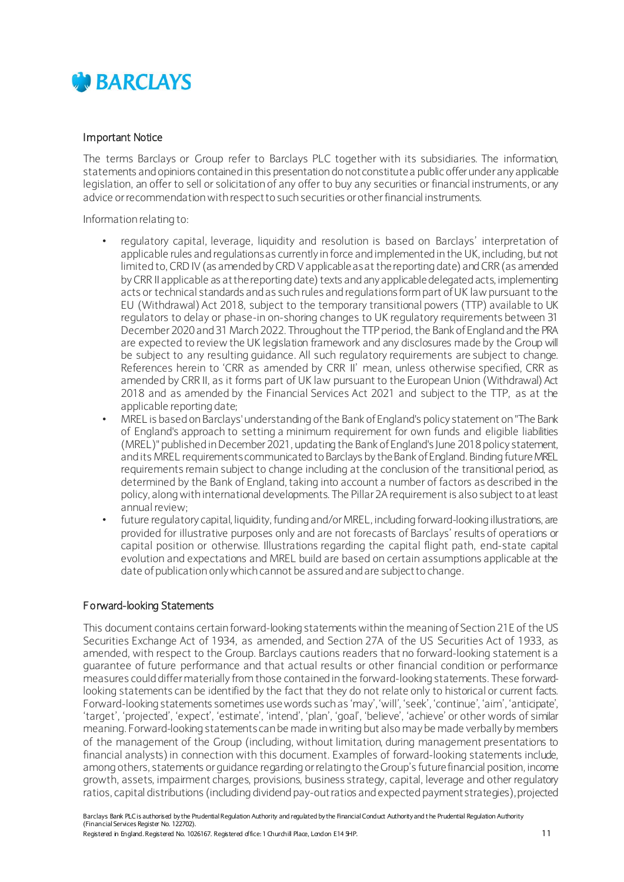# BARCLAYS

## Important Notice

The terms Barclays or Group refer to Barclays PLC together with its subsidiaries. The information, statements and opinions contained in this presentation do not constitute a public offer under any applicable legislation, an offer to sell or solicitation of any offer to buy any securities or financial instruments, or any advice or recommendation with respect to such securities or other financial instruments.

Information relating to:

- regulatory capital, leverage, liquidity and resolution is based on Barclays' interpretation of applicable rules and regulations as currently in force and implemented in the UK, including, but not limited to, CRD IV (as amended by CRD V applicable as at the reporting date) and CRR (as amended by CRR II applicable as at the reporting date) texts and any applicable delegated acts, implementing acts or technical standards and as such rules and regulations form part of UK law pursuant to the EU (Withdrawal) Act 2018, subject to the temporary transitional powers (TTP) available to UK regulators to delay or phase-in on-shoring changes to UK regulatory requirements between 31 December 2020 and 31 March 2022. Throughout the TTP period, the Bank of England and the PRA are expected to review the UK legislation framework and any disclosures made by the Group will be subject to any resulting guidance. All such regulatory requirements are subject to change. References herein to 'CRR as amended by CRR II' mean, unless otherwise specified, CRR as amended by CRR II, as it forms part of UK law pursuant to the European Union (Withdrawal) Act 2018 and as amended by the Financial Services Act 2021 and subject to the TTP, as at the applicable reporting date;
- MREL is based on Barclays' understanding of the Bank of England's policy statement on "The Bank of England's approach to setting a minimum requirement for own funds and eligible liabilities (MREL)" published in December 2021, updating the Bank of England's June 2018 policy statement, and its MREL requirements communicated to Barclays by the Bank of England. Binding future MREL requirements remain subject to change including at the conclusion of the transitional period, as determined by the Bank of England, taking into account a number of factors as described in the policy, along with international developments. The Pillar 2A requirement is also subject to at least annual review;
- future regulatory capital, liquidity, funding and/or MREL, including forward-looking illustrations, are provided for illustrative purposes only and are not forecasts of Barclays' results of operations or capital position or otherwise. Illustrations regarding the capital flight path, end-state capital evolution and expectations and MREL build are based on certain assumptions applicable at the date of publication only which cannot be assured and are subject to change.

## Forward-looking Statements

This document contains certain forward-looking statements within the meaning of Section 21E of the US Securities Exchange Act of 1934, as amended, and Section 27A of the US Securities Act of 1933, as amended, with respect to the Group. Barclays cautions readers that no forward-looking statement is a guarantee of future performance and that actual results or other financial condition or performance measures could differ materially from those contained in the forward-looking statements. These forward-looking statements can be identified by the fact that they do not relate only to historical or current facts. Forward-looking statements sometimes use words such as 'may', 'will', 'seek', 'continue', 'aim', 'anticipate', 'target', 'projected', 'expect', 'estimate', 'intend', 'plan', 'goal', 'believe', 'achieve' or other words of similar meaning. Forward-looking statements can be made in writing but also may be made verbally by members of the management of the Group (including, without limitation, during management presentations to financial analysts) in connection with this document. Examples of forward-looking statements include, among others, statements or guidance regarding or relating to the Group's future financial position, income growth, assets, impairment charges, provisions, business strategy, capital, leverage and other regulatory ratios, capital distributions (including dividend pay-out ratios and expected payment strategies), projected

Barclays Bank PLC is authorised by the Prudential Regulation Authority and regulated by the Financial Conduct Authority and the Prudential Regulation Authority (Financial Services Register No. 122702).
Registered in England. Registered No. 1026167. Registered office: 1 Churchill Place, London E14 5HP.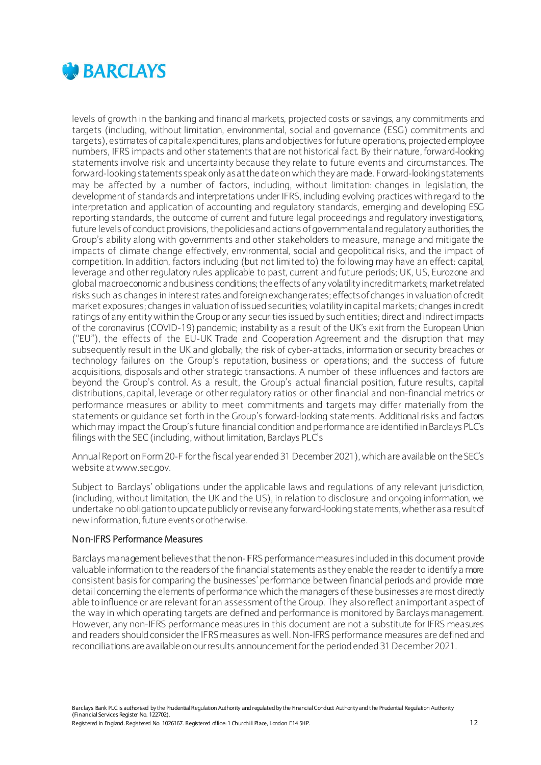levels of growth in the banking and financial markets, projected costs or savings, any commitments and targets (including, without limitation, environmental, social and governance (ESG) commitments and targets), estimates of capital expenditures, plans and objectives for future operations, projected employee numbers, IFRS impacts and other statements that are not historical fact. By their nature, forward-looking statements involve risk and uncertainty because they relate to future events and circumstances. The forward-looking statements speak only as at the date on which they are made. Forward-looking statements may be affected by a number of factors, including, without limitation: changes in legislation, the development of standards and interpretations under IFRS, including evolving practices with regard to the interpretation and application of accounting and regulatory standards, emerging and developing ESG reporting standards, the outcome of current and future legal proceedings and regulatory investigations, future levels of conduct provisions, the policies and actions of governmental and regulatory authorities, the Group's ability along with governments and other stakeholders to measure, manage and mitigate the impacts of climate change effectively, environmental, social and geopolitical risks, and the impact of competition. In addition, factors including (but not limited to) the following may have an effect: capital, leverage and other regulatory rules applicable to past, current and future periods; UK, US, Eurozone and global macroeconomic and business conditions; the effects of any volatility in credit markets; market related risks such as changes in interest rates and foreign exchange rates; effects of changes in valuation of credit market exposures; changes in valuation of issued securities; volatility in capital markets; changes in credit ratings of any entity within the Group or any securities issued by such entities; direct and indirect impacts of the coronavirus (COVID-19) pandemic; instability as a result of the UK's exit from the European Union ("EU"), the effects of the EU-UK Trade and Cooperation Agreement and the disruption that may subsequently result in the UK and globally; the risk of cyber-attacks, information or security breaches or technology failures on the Group's reputation, business or operations; and the success of future acquisitions, disposals and other strategic transactions. A number of these influences and factors are beyond the Group's control. As a result, the Group's actual financial position, future results, capital distributions, capital, leverage or other regulatory ratios or other financial and non-financial metrics or performance measures or ability to meet commitments and targets may differ materially from the statements or guidance set forth in the Group's forward-looking statements. Additional risks and factors which may impact the Group's future financial condition and performance are identified in Barclays PLC's filings with the SEC (including, without limitation, Barclays PLC's

Annual Report on Form 20-F for the fiscal year ended 31 December 2021), which are available on the SEC's website at www.sec.gov.

Subject to Barclays' obligations under the applicable laws and regulations of any relevant jurisdiction, (including, without limitation, the UK and the US), in relation to disclosure and ongoing information, we undertake no obligation to update publicly or revise any forward-looking statements, whether as a result of new information, future events or otherwise.

## Non-IFRS Performance Measures

Barclays management believes that the non-IFRS performance measures included in this document provide valuable information to the readers of the financial statements as they enable the reader to identify a more consistent basis for comparing the businesses' performance between financial periods and provide more detail concerning the elements of performance which the managers of these businesses are most directly able to influence or are relevant for an assessment of the Group. They also reflect an important aspect of the way in which operating targets are defined and performance is monitored by Barclays management. However, any non-IFRS performance measures in this document are not a substitute for IFRS measures and readers should consider the IFRS measures as well. Non-IFRS performance measures are defined and reconciliations are available on our results announcement for the period ended 31 December 2021.